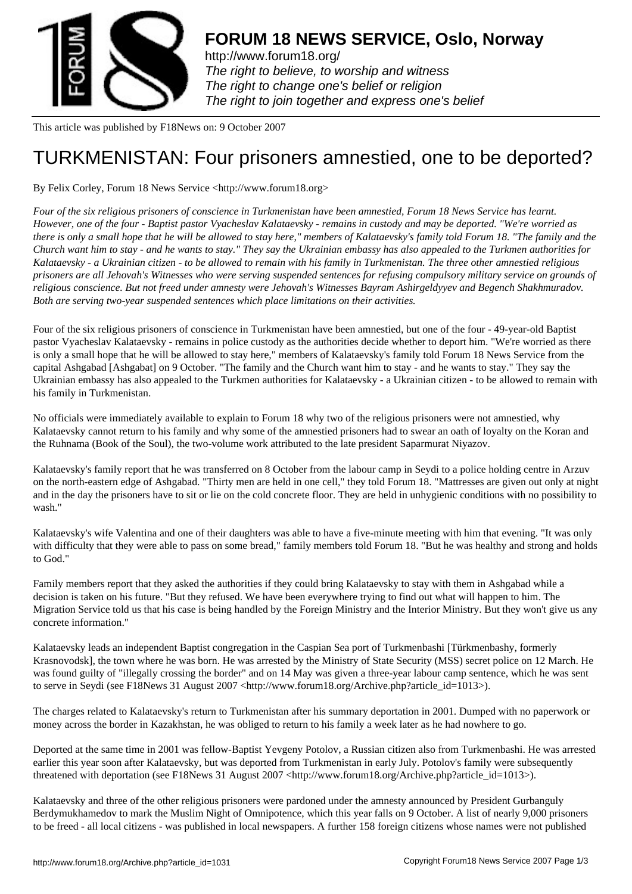# FORUM 18 NEWS SERVICE, Oslo, Norway

http://www.forum18.org/
*The right to believe, to worship and witness*
*The right to change one's belief or religion*
*The right to join together and express one's belief*

This article was published by F18News on: 9 October 2007

# TURKMENISTAN: Four prisoners amnestied, one to be deported?

By Felix Corley, Forum 18 News Service <http://www.forum18.org>

*Four of the six religious prisoners of conscience in Turkmenistan have been amnestied, Forum 18 News Service has learnt. However, one of the four - Baptist pastor Vyacheslav Kalataevsky - remains in custody and may be deported. "We're worried as there is only a small hope that he will be allowed to stay here," members of Kalataevsky's family told Forum 18. "The family and the Church want him to stay - and he wants to stay." They say the Ukrainian embassy has also appealed to the Turkmen authorities for Kalataevsky - a Ukrainian citizen - to be allowed to remain with his family in Turkmenistan. The three other amnestied religious prisoners are all Jehovah's Witnesses who were serving suspended sentences for refusing compulsory military service on grounds of religious conscience. But not freed under amnesty were Jehovah's Witnesses Bayram Ashirgeldyyev and Begench Shakhmuradov. Both are serving two-year suspended sentences which place limitations on their activities.*

Four of the six religious prisoners of conscience in Turkmenistan have been amnestied, but one of the four - 49-year-old Baptist pastor Vyacheslav Kalataevsky - remains in police custody as the authorities decide whether to deport him. "We're worried as there is only a small hope that he will be allowed to stay here," members of Kalataevsky's family told Forum 18 News Service from the capital Ashgabad [Ashgabat] on 9 October. "The family and the Church want him to stay - and he wants to stay." They say the Ukrainian embassy has also appealed to the Turkmen authorities for Kalataevsky - a Ukrainian citizen - to be allowed to remain with his family in Turkmenistan.

No officials were immediately available to explain to Forum 18 why two of the religious prisoners were not amnestied, why Kalataevsky cannot return to his family and why some of the amnestied prisoners had to swear an oath of loyalty on the Koran and the Ruhnama (Book of the Soul), the two-volume work attributed to the late president Saparmurat Niyazov.

Kalataevsky's family report that he was transferred on 8 October from the labour camp in Seydi to a police holding centre in Arzuv on the north-eastern edge of Ashgabad. "Thirty men are held in one cell," they told Forum 18. "Mattresses are given out only at night and in the day the prisoners have to sit or lie on the cold concrete floor. They are held in unhygienic conditions with no possibility to wash."

Kalataevsky's wife Valentina and one of their daughters was able to have a five-minute meeting with him that evening. "It was only with difficulty that they were able to pass on some bread," family members told Forum 18. "But he was healthy and strong and holds to God."

Family members report that they asked the authorities if they could bring Kalataevsky to stay with them in Ashgabad while a decision is taken on his future. "But they refused. We have been everywhere trying to find out what will happen to him. The Migration Service told us that his case is being handled by the Foreign Ministry and the Interior Ministry. But they won't give us any concrete information."

Kalataevsky leads an independent Baptist congregation in the Caspian Sea port of Turkmenbashi [Türkmenbashy, formerly Krasnovodsk], the town where he was born. He was arrested by the Ministry of State Security (MSS) secret police on 12 March. He was found guilty of "illegally crossing the border" and on 14 May was given a three-year labour camp sentence, which he was sent to serve in Seydi (see F18News 31 August 2007 <http://www.forum18.org/Archive.php?article_id=1013>).

The charges related to Kalataevsky's return to Turkmenistan after his summary deportation in 2001. Dumped with no paperwork or money across the border in Kazakhstan, he was obliged to return to his family a week later as he had nowhere to go.

Deported at the same time in 2001 was fellow-Baptist Yevgeny Potolov, a Russian citizen also from Turkmenbashi. He was arrested earlier this year soon after Kalataevsky, but was deported from Turkmenistan in early July. Potolov's family were subsequently threatened with deportation (see F18News 31 August 2007 <http://www.forum18.org/Archive.php?article_id=1013>).

Kalataevsky and three of the other religious prisoners were pardoned under the amnesty announced by President Gurbanguly Berdymukhamedov to mark the Muslim Night of Omnipotence, which this year falls on 9 October. A list of nearly 9,000 prisoners to be freed - all local citizens - was published in local newspapers. A further 158 foreign citizens whose names were not published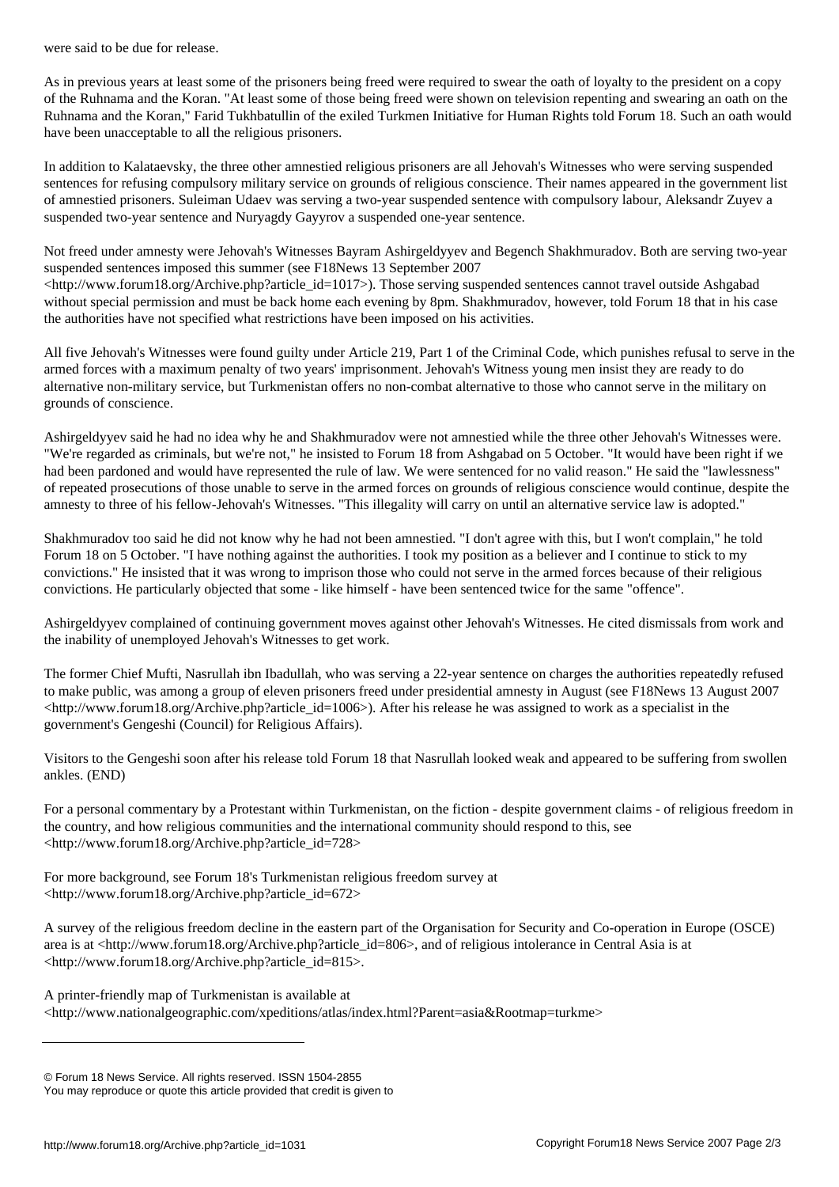were said to be due for release.

As in previous years at least some of the prisoners being freed were required to swear the oath of loyalty to the president on a copy of the Ruhnama and the Koran. "At least some of those being freed were shown on television repenting and swearing an oath on the Ruhnama and the Koran," Farid Tukhbatullin of the exiled Turkmen Initiative for Human Rights told Forum 18. Such an oath would have been unacceptable to all the religious prisoners.

In addition to Kalataevsky, the three other amnestied religious prisoners are all Jehovah's Witnesses who were serving suspended sentences for refusing compulsory military service on grounds of religious conscience. Their names appeared in the government list of amnestied prisoners. Suleiman Udaev was serving a two-year suspended sentence with compulsory labour, Aleksandr Zuyev a suspended two-year sentence and Nuryagdy Gayyrov a suspended one-year sentence.

Not freed under amnesty were Jehovah's Witnesses Bayram Ashirgeldyyev and Begench Shakhmuradov. Both are serving two-year suspended sentences imposed this summer (see F18News 13 September 2007 <http://www.forum18.org/Archive.php?article_id=1017>). Those serving suspended sentences cannot travel outside Ashgabad without special permission and must be back home each evening by 8pm. Shakhmuradov, however, told Forum 18 that in his case the authorities have not specified what restrictions have been imposed on his activities.

All five Jehovah's Witnesses were found guilty under Article 219, Part 1 of the Criminal Code, which punishes refusal to serve in the armed forces with a maximum penalty of two years' imprisonment. Jehovah's Witness young men insist they are ready to do alternative non-military service, but Turkmenistan offers no non-combat alternative to those who cannot serve in the military on grounds of conscience.

Ashirgeldyyev said he had no idea why he and Shakhmuradov were not amnestied while the three other Jehovah's Witnesses were. "We're regarded as criminals, but we're not," he insisted to Forum 18 from Ashgabad on 5 October. "It would have been right if we had been pardoned and would have represented the rule of law. We were sentenced for no valid reason." He said the "lawlessness" of repeated prosecutions of those unable to serve in the armed forces on grounds of religious conscience would continue, despite the amnesty to three of his fellow-Jehovah's Witnesses. "This illegality will carry on until an alternative service law is adopted."

Shakhmuradov too said he did not know why he had not been amnestied. "I don't agree with this, but I won't complain," he told Forum 18 on 5 October. "I have nothing against the authorities. I took my position as a believer and I continue to stick to my convictions." He insisted that it was wrong to imprison those who could not serve in the armed forces because of their religious convictions. He particularly objected that some - like himself - have been sentenced twice for the same "offence".

Ashirgeldyyev complained of continuing government moves against other Jehovah's Witnesses. He cited dismissals from work and the inability of unemployed Jehovah's Witnesses to get work.

The former Chief Mufti, Nasrullah ibn Ibadullah, who was serving a 22-year sentence on charges the authorities repeatedly refused to make public, was among a group of eleven prisoners freed under presidential amnesty in August (see F18News 13 August 2007 <http://www.forum18.org/Archive.php?article_id=1006>). After his release he was assigned to work as a specialist in the government's Gengeshi (Council) for Religious Affairs.

Visitors to the Gengeshi soon after his release told Forum 18 that Nasrullah looked weak and appeared to be suffering from swollen ankles. (END)

For a personal commentary by a Protestant within Turkmenistan, on the fiction - despite government claims - of religious freedom in the country, and how religious communities and the international community should respond to this, see <http://www.forum18.org/Archive.php?article_id=728>

For more background, see Forum 18's Turkmenistan religious freedom survey at <http://www.forum18.org/Archive.php?article_id=672>

A survey of the religious freedom decline in the eastern part of the Organisation for Security and Co-operation in Europe (OSCE) area is at <http://www.forum18.org/Archive.php?article_id=806>, and of religious intolerance in Central Asia is at <http://www.forum18.org/Archive.php?article_id=815>.

A printer-friendly map of Turkmenistan is available at <http://www.nationalgeographic.com/xpeditions/atlas/index.html?Parent=asia&Rootmap=turkme>

---

© Forum 18 News Service. All rights reserved. ISSN 1504-2855
You may reproduce or quote this article provided that credit is given to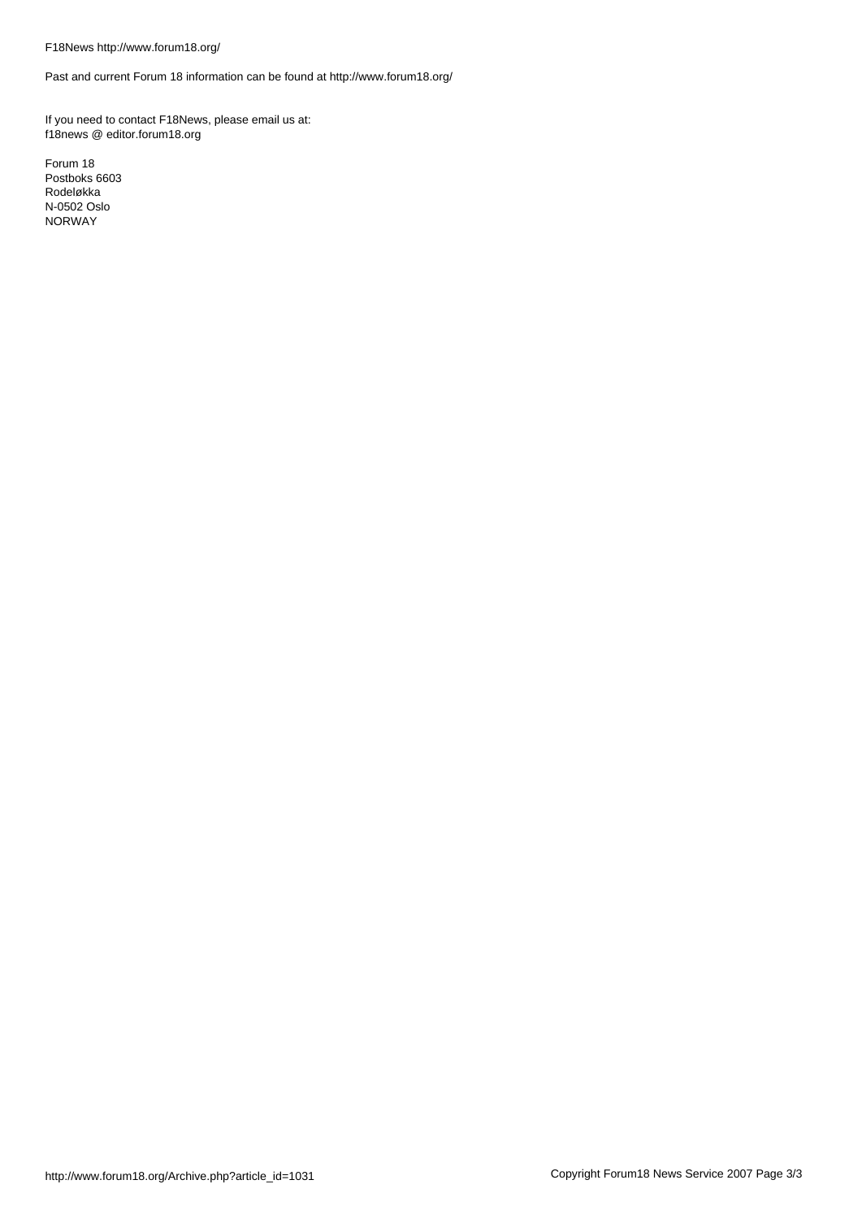F18News http://www.forum18.org/

Past and current Forum 18 information can be found at http://www.forum18.org/

If you need to contact F18News, please email us at:
f18news @ editor.forum18.org

Forum 18
Postboks 6603
Rodeløkka
N-0502 Oslo
NORWAY